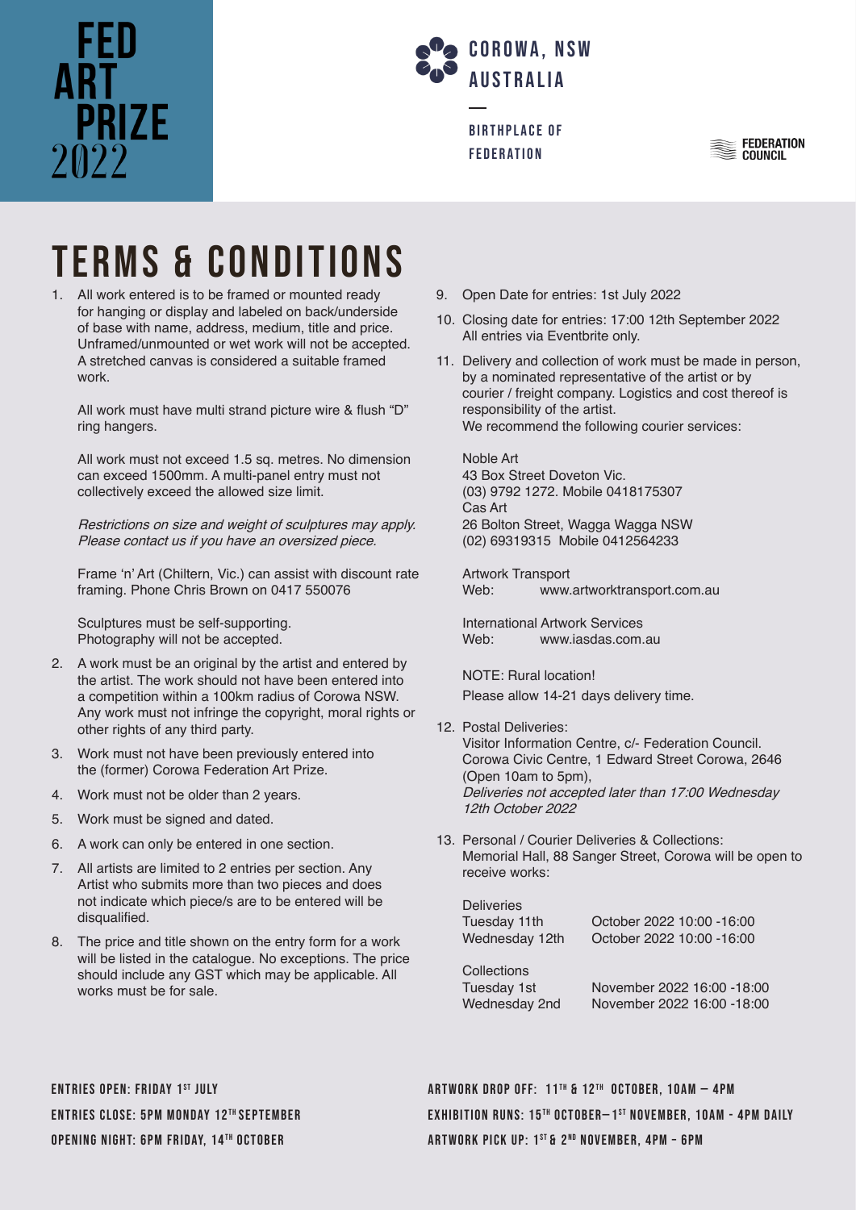# FED ART PRIZE 2022

COROWA, NSW AUSTRALIA

BIRTHPLACE OF FEDERATION

FEDERATION COUNCIL

# TERMS & CONDITIONS

1. All work entered is to be framed or mounted ready for hanging or display and labeled on back/underside of base with name, address, medium, title and price. Unframed/unmounted or wet work will not be accepted. A stretched canvas is considered a suitable framed work.

   All work must have multi strand picture wire & flush "D" ring hangers.

   All work must not exceed 1.5 sq. metres. No dimension can exceed 1500mm. A multi-panel entry must not collectively exceed the allowed size limit.

   *Restrictions on size and weight of sculptures may apply. Please contact us if you have an oversized piece.*

   Frame 'n' Art (Chiltern, Vic.) can assist with discount rate framing. Phone Chris Brown on 0417 550076

   Sculptures must be self-supporting.
   Photography will not be accepted.

2. A work must be an original by the artist and entered by the artist. The work should not have been entered into a competition within a 100km radius of Corowa NSW. Any work must not infringe the copyright, moral rights or other rights of any third party.
3. Work must not have been previously entered into the (former) Corowa Federation Art Prize.
4. Work must not be older than 2 years.
5. Work must be signed and dated.
6. A work can only be entered in one section.
7. All artists are limited to 2 entries per section. Any Artist who submits more than two pieces and does not indicate which piece/s are to be entered will be disqualified.
8. The price and title shown on the entry form for a work will be listed in the catalogue. No exceptions. The price should include any GST which may be applicable. All works must be for sale.
9. Open Date for entries: 1st July 2022
10. Closing date for entries: 17:00 12th September 2022
    All entries via Eventbrite only.
11. Delivery and collection of work must be made in person, by a nominated representative of the artist or by courier / freight company. Logistics and cost thereof is responsibility of the artist.
    We recommend the following courier services:

    Noble Art
    43 Box Street Doveton Vic.
    (03) 9792 1272. Mobile 0418175307
    Cas Art
    26 Bolton Street, Wagga Wagga NSW
    (02) 69319315 Mobile 0412564233

    Artwork Transport
    Web: www.artworktransport.com.au

    International Artwork Services
    Web: www.iasdas.com.au

    NOTE: Rural location!
    Please allow 14-21 days delivery time.

12. Postal Deliveries:
    Visitor Information Centre, c/- Federation Council.
    Corowa Civic Centre, 1 Edward Street Corowa, 2646
    (Open 10am to 5pm),
    *Deliveries not accepted later than 17:00 Wednesday 12th October 2022*
13. Personal / Courier Deliveries & Collections:
    Memorial Hall, 88 Sanger Street, Corowa will be open to receive works:

    Deliveries
    Tuesday 11th October 2022 10:00 -16:00
    Wednesday 12th October 2022 10:00 -16:00

    Collections
    Tuesday 1st November 2022 16:00 -18:00
    Wednesday 2nd November 2022 16:00 -18:00

**ENTRIES OPEN: FRIDAY 1ST JULY**
**ENTRIES CLOSE: 5PM MONDAY 12TH SEPTEMBER**
**OPENING NIGHT: 6PM FRIDAY, 14TH OCTOBER**

**ARTWORK DROP OFF: 11TH & 12TH OCTOBER, 10AM – 4PM**
**EXHIBITION RUNS: 15TH OCTOBER– 1ST NOVEMBER, 10AM - 4PM DAILY**
**ARTWORK PICK UP: 1ST & 2ND NOVEMBER, 4PM - 6PM**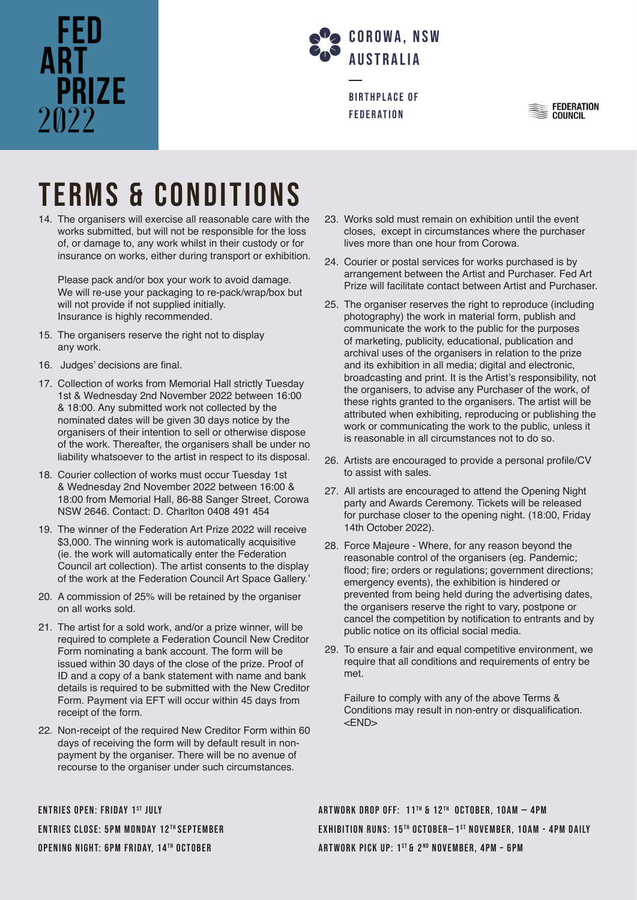# FED ART PRIZE 2022

COROWA, NSW AUSTRALIA

BIRTHPLACE OF FEDERATION

FEDERATION COUNCIL

# TERMS & CONDITIONS

14. The organisers will exercise all reasonable care with the works submitted, but will not be responsible for the loss of, or damage to, any work whilst in their custody or for insurance on works, either during transport or exhibition.

    Please pack and/or box your work to avoid damage. We will re-use your packaging to re-pack/wrap/box but will not provide if not supplied initially. Insurance is highly recommended.

15. The organisers reserve the right not to display any work.
16. Judges' decisions are final.
17. Collection of works from Memorial Hall strictly Tuesday 1st & Wednesday 2nd November 2022 between 16:00 & 18:00. Any submitted work not collected by the nominated dates will be given 30 days notice by the organisers of their intention to sell or otherwise dispose of the work. Thereafter, the organisers shall be under no liability whatsoever to the artist in respect to its disposal.
18. Courier collection of works must occur Tuesday 1st & Wednesday 2nd November 2022 between 16:00 & 18:00 from Memorial Hall, 86-88 Sanger Street, Corowa NSW 2646. Contact: D. Charlton 0408 491 454
19. The winner of the Federation Art Prize 2022 will receive $3,000. The winning work is automatically acquisitive (ie. the work will automatically enter the Federation Council art collection). The artist consents to the display of the work at the Federation Council Art Space Gallery.'
20. A commission of 25% will be retained by the organiser on all works sold.
21. The artist for a sold work, and/or a prize winner, will be required to complete a Federation Council New Creditor Form nominating a bank account. The form will be issued within 30 days of the close of the prize. Proof of ID and a copy of a bank statement with name and bank details is required to be submitted with the New Creditor Form. Payment via EFT will occur within 45 days from receipt of the form.
22. Non-receipt of the required New Creditor Form within 60 days of receiving the form will by default result in non-payment by the organiser. There will be no avenue of recourse to the organiser under such circumstances.
23. Works sold must remain on exhibition until the event closes, except in circumstances where the purchaser lives more than one hour from Corowa.
24. Courier or postal services for works purchased is by arrangement between the Artist and Purchaser. Fed Art Prize will facilitate contact between Artist and Purchaser.
25. The organiser reserves the right to reproduce (including photography) the work in material form, publish and communicate the work to the public for the purposes of marketing, publicity, educational, publication and archival uses of the organisers in relation to the prize and its exhibition in all media; digital and electronic, broadcasting and print. It is the Artist's responsibility, not the organisers, to advise any Purchaser of the work, of these rights granted to the organisers. The artist will be attributed when exhibiting, reproducing or publishing the work or communicating the work to the public, unless it is reasonable in all circumstances not to do so.
26. Artists are encouraged to provide a personal profile/CV to assist with sales.
27. All artists are encouraged to attend the Opening Night party and Awards Ceremony. Tickets will be released for purchase closer to the opening night. (18:00, Friday 14th October 2022).
28. Force Majeure - Where, for any reason beyond the reasonable control of the organisers (eg. Pandemic; flood; fire; orders or regulations; government directions; emergency events), the exhibition is hindered or prevented from being held during the advertising dates, the organisers reserve the right to vary, postpone or cancel the competition by notification to entrants and by public notice on its official social media.
29. To ensure a fair and equal competitive environment, we require that all conditions and requirements of entry be met.

    Failure to comply with any of the above Terms & Conditions may result in non-entry or disqualification. <END>

**ENTRIES OPEN: FRIDAY 1ST JULY**
**ENTRIES CLOSE: 5PM MONDAY 12TH SEPTEMBER**
**OPENING NIGHT: 6PM FRIDAY, 14TH OCTOBER**

**ARTWORK DROP OFF: 11TH & 12TH OCTOBER, 10AM – 4PM**
**EXHIBITION RUNS: 15TH OCTOBER– 1ST NOVEMBER, 10AM - 4PM DAILY**
**ARTWORK PICK UP: 1ST & 2ND NOVEMBER, 4PM - 6PM**